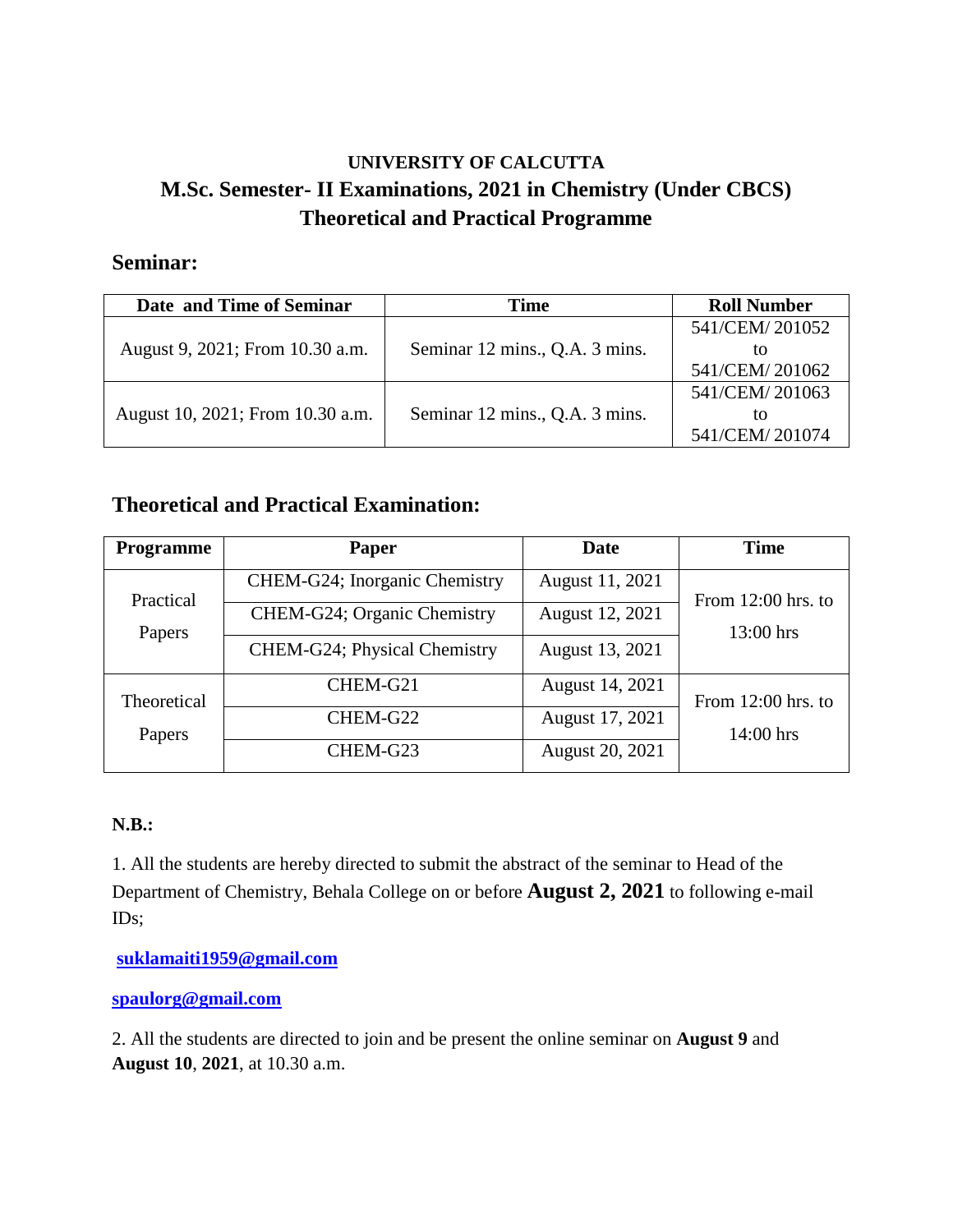# UNIVERSITY OF CALCUTTA

## M.Sc. Semester- II Examinations, 2021 in Chemistry (Under CBCS)

## Theoretical and Practical Programme

### Seminar:

| Date and Time of Seminar | Time | Roll Number |
|---|---|---|
| August 9, 2021; From 10.30 a.m. | Seminar 12 mins., Q.A. 3 mins. | 541/CEM/ 201052 to 541/CEM/ 201062 |
| August 10, 2021; From 10.30 a.m. | Seminar 12 mins., Q.A. 3 mins. | 541/CEM/ 201063 to 541/CEM/ 201074 |

### Theoretical and Practical Examination:

| Programme | Paper | Date | Time |
|---|---|---|---|
| Practical Papers | CHEM-G24; Inorganic Chemistry | August 11, 2021 | From 12:00 hrs. to 13:00 hrs |
| | CHEM-G24; Organic Chemistry | August 12, 2021 | |
| | CHEM-G24; Physical Chemistry | August 13, 2021 | |
| Theoretical Papers | CHEM-G21 | August 14, 2021 | From 12:00 hrs. to 14:00 hrs |
| | CHEM-G22 | August 17, 2021 | |
| | CHEM-G23 | August 20, 2021 | |

**N.B.:**

1. All the students are hereby directed to submit the abstract of the seminar to Head of the Department of Chemistry, Behala College on or before **August 2, 2021** to following e-mail IDs;

**suklamaiti1959@gmail.com**

**spaulorg@gmail.com**

2. All the students are directed to join and be present the online seminar on **August 9** and **August 10**, **2021**, at 10.30 a.m.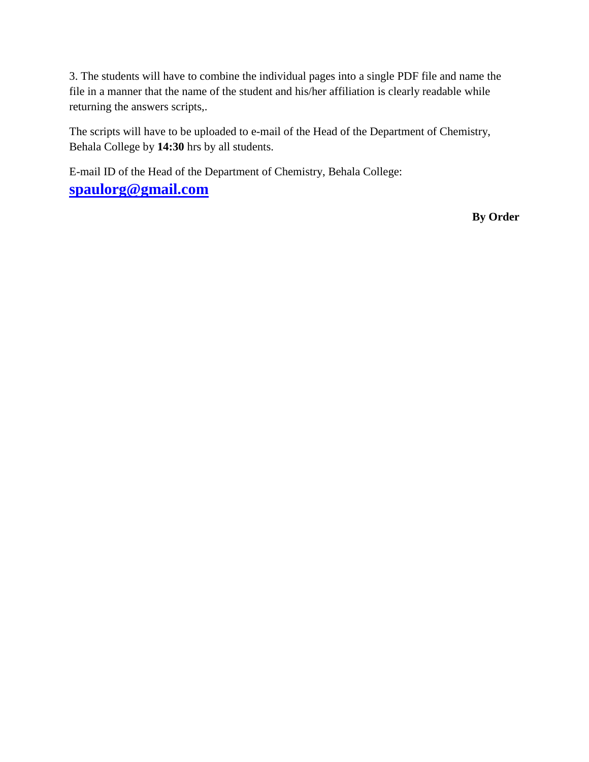3. The students will have to combine the individual pages into a single PDF file and name the file in a manner that the name of the student and his/her affiliation is clearly readable while returning the answers scripts,.

The scripts will have to be uploaded to e-mail of the Head of the Department of Chemistry, Behala College by **14:30** hrs by all students.

E-mail ID of the Head of the Department of Chemistry, Behala College:
**spaulorg@gmail.com**

**By Order**